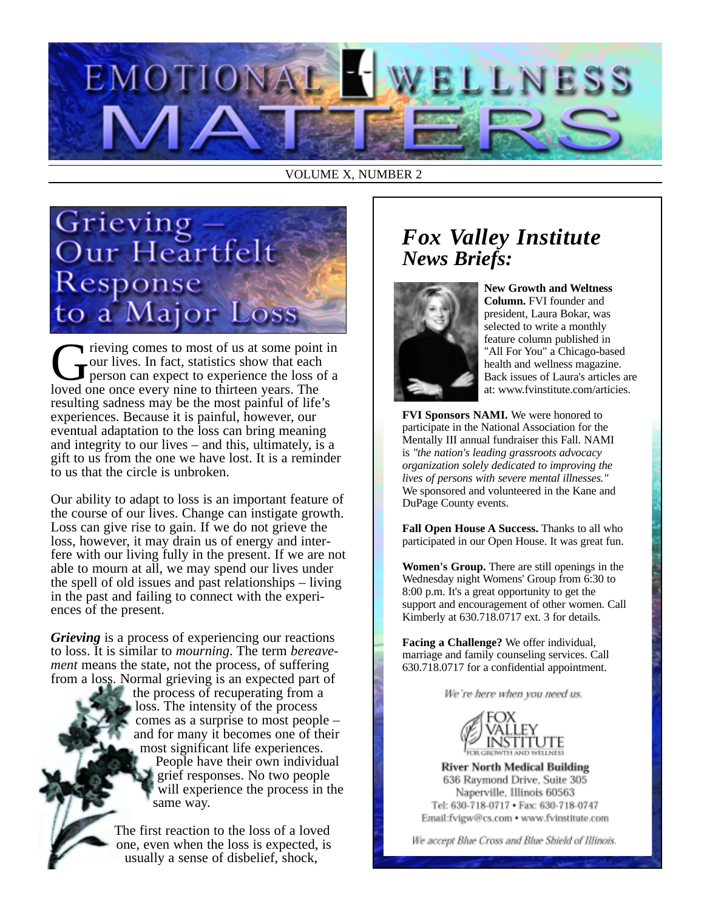# EMOTIONAL WELLNESS MATTERS

VOLUME X, NUMBER 2

## Grieving – Our Heartfelt Response to a Major Loss

Grieving comes to most of us at some point in our lives. In fact, statistics show that each person can expect to experience the loss of a loved one once every nine to thirteen years. The resulting sadness may be the most painful of life's experiences. Because it is painful, however, our eventual adaptation to the loss can bring meaning and integrity to our lives – and this, ultimately, is a gift to us from the one we have lost. It is a reminder to us that the circle is unbroken.

Our ability to adapt to loss is an important feature of the course of our lives. Change can instigate growth. Loss can give rise to gain. If we do not grieve the loss, however, it may drain us of energy and interfere with our living fully in the present. If we are not able to mourn at all, we may spend our lives under the spell of old issues and past relationships – living in the past and failing to connect with the experiences of the present.

***Grieving*** is a process of experiencing our reactions to loss. It is similar to *mourning*. The term *bereavement* means the state, not the process, of suffering from a loss. Normal grieving is an expected part of the process of recuperating from a loss. The intensity of the process comes as a surprise to most people – and for many it becomes one of their most significant life experiences. People have their own individual grief responses. No two people will experience the process in the same way.

The first reaction to the loss of a loved one, even when the loss is expected, is usually a sense of disbelief, shock,

## *Fox Valley Institute News Briefs:*

**New Growth and Weltness Column.** FVI founder and president, Laura Bokar, was selected to write a monthly feature column published in "All For You" a Chicago-based health and wellness magazine. Back issues of Laura's articles are at: www.fvinstitute.com/articles.

**FVI Sponsors NAMI.** We were honored to participate in the National Association for the Mentally III annual fundraiser this Fall. NAMI is *"the nation's leading grassroots advocacy organization solely dedicated to improving the lives of persons with severe mental illnesses."* We sponsored and volunteered in the Kane and DuPage County events.

**Fall Open House A Success.** Thanks to all who participated in our Open House. It was great fun.

**Women's Group.** There are still openings in the Wednesday night Womens' Group from 6:30 to 8:00 p.m. It's a great opportunity to get the support and encouragement of other women. Call Kimberly at 630.718.0717 ext. 3 for details.

**Facing a Challenge?** We offer individual, marriage and family counseling services. Call 630.718.0717 for a confidential appointment.

*We're here when you need us.*

FOX VALLEY INSTITUTE
FOR GROWTH AND WELLNESS

**River North Medical Building**
636 Raymond Drive, Suite 305
Naperville, Illinois 60563
Tel: 630-718-0717 • Fax: 630-718-0747
Email:fvigw@cs.com • www.fvinstitute.com

*We accept Blue Cross and Blue Shield of Illinois.*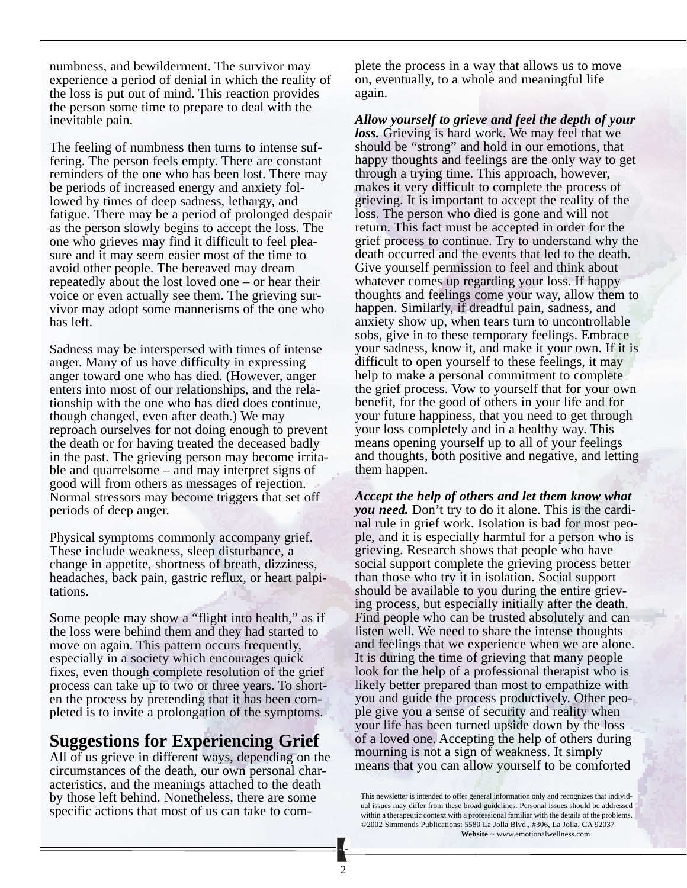numbness, and bewilderment. The survivor may experience a period of denial in which the reality of the loss is put out of mind. This reaction provides the person some time to prepare to deal with the inevitable pain.

The feeling of numbness then turns to intense suffering. The person feels empty. There are constant reminders of the one who has been lost. There may be periods of increased energy and anxiety followed by times of deep sadness, lethargy, and fatigue. There may be a period of prolonged despair as the person slowly begins to accept the loss. The one who grieves may find it difficult to feel pleasure and it may seem easier most of the time to avoid other people. The bereaved may dream repeatedly about the lost loved one – or hear their voice or even actually see them. The grieving survivor may adopt some mannerisms of the one who has left.

Sadness may be interspersed with times of intense anger. Many of us have difficulty in expressing anger toward one who has died. (However, anger enters into most of our relationships, and the relationship with the one who has died does continue, though changed, even after death.) We may reproach ourselves for not doing enough to prevent the death or for having treated the deceased badly in the past. The grieving person may become irritable and quarrelsome – and may interpret signs of good will from others as messages of rejection. Normal stressors may become triggers that set off periods of deep anger.

Physical symptoms commonly accompany grief. These include weakness, sleep disturbance, a change in appetite, shortness of breath, dizziness, headaches, back pain, gastric reflux, or heart palpitations.

Some people may show a "flight into health," as if the loss were behind them and they had started to move on again. This pattern occurs frequently, especially in a society which encourages quick fixes, even though complete resolution of the grief process can take up to two or three years. To shorten the process by pretending that it has been completed is to invite a prolongation of the symptoms.

## Suggestions for Experiencing Grief

All of us grieve in different ways, depending on the circumstances of the death, our own personal characteristics, and the meanings attached to the death by those left behind. Nonetheless, there are some specific actions that most of us can take to complete the process in a way that allows us to move on, eventually, to a whole and meaningful life again.

***Allow yourself to grieve and feel the depth of your loss.*** Grieving is hard work. We may feel that we should be "strong" and hold in our emotions, that happy thoughts and feelings are the only way to get through a trying time. This approach, however, makes it very difficult to complete the process of grieving. It is important to accept the reality of the loss. The person who died is gone and will not return. This fact must be accepted in order for the grief process to continue. Try to understand why the death occurred and the events that led to the death. Give yourself permission to feel and think about whatever comes up regarding your loss. If happy thoughts and feelings come your way, allow them to happen. Similarly, if dreadful pain, sadness, and anxiety show up, when tears turn to uncontrollable sobs, give in to these temporary feelings. Embrace your sadness, know it, and make it your own. If it is difficult to open yourself to these feelings, it may help to make a personal commitment to complete the grief process. Vow to yourself that for your own benefit, for the good of others in your life and for your future happiness, that you need to get through your loss completely and in a healthy way. This means opening yourself up to all of your feelings and thoughts, both positive and negative, and letting them happen.

***Accept the help of others and let them know what you need.*** Don't try to do it alone. This is the cardinal rule in grief work. Isolation is bad for most people, and it is especially harmful for a person who is grieving. Research shows that people who have social support complete the grieving process better than those who try it in isolation. Social support should be available to you during the entire grieving process, but especially initially after the death. Find people who can be trusted absolutely and can listen well. We need to share the intense thoughts and feelings that we experience when we are alone. It is during the time of grieving that many people look for the help of a professional therapist who is likely better prepared than most to empathize with you and guide the process productively. Other people give you a sense of security and reality when your life has been turned upside down by the loss of a loved one. Accepting the help of others during mourning is not a sign of weakness. It simply means that you can allow yourself to be comforted

This newsletter is intended to offer general information only and recognizes that individual issues may differ from these broad guidelines. Personal issues should be addressed within a therapeutic context with a professional familiar with the details of the problems. ©2002 Simmonds Publications: 5580 La Jolla Blvd., #306, La Jolla, CA 92037
**Website** ~ www.emotionalwellness.com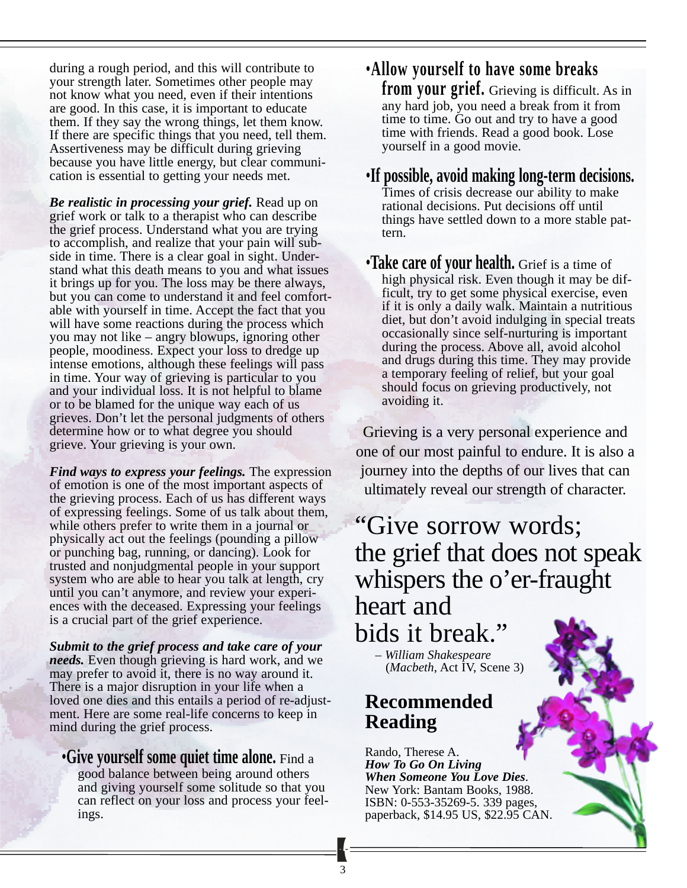during a rough period, and this will contribute to your strength later. Sometimes other people may not know what you need, even if their intentions are good. In this case, it is important to educate them. If they say the wrong things, let them know. If there are specific things that you need, tell them. Assertiveness may be difficult during grieving because you have little energy, but clear communication is essential to getting your needs met.

***Be realistic in processing your grief.*** Read up on grief work or talk to a therapist who can describe the grief process. Understand what you are trying to accomplish, and realize that your pain will subside in time. There is a clear goal in sight. Understand what this death means to you and what issues it brings up for you. The loss may be there always, but you can come to understand it and feel comfortable with yourself in time. Accept the fact that you will have some reactions during the process which you may not like – angry blowups, ignoring other people, moodiness. Expect your loss to dredge up intense emotions, although these feelings will pass in time. Your way of grieving is particular to you and your individual loss. It is not helpful to blame or to be blamed for the unique way each of us grieves. Don't let the personal judgments of others determine how or to what degree you should grieve. Your grieving is your own.

***Find ways to express your feelings.*** The expression of emotion is one of the most important aspects of the grieving process. Each of us has different ways of expressing feelings. Some of us talk about them, while others prefer to write them in a journal or physically act out the feelings (pounding a pillow or punching bag, running, or dancing). Look for trusted and nonjudgmental people in your support system who are able to hear you talk at length, cry until you can't anymore, and review your experiences with the deceased. Expressing your feelings is a crucial part of the grief experience.

***Submit to the grief process and take care of your needs.*** Even though grieving is hard work, and we may prefer to avoid it, there is no way around it. There is a major disruption in your life when a loved one dies and this entails a period of re-adjustment. Here are some real-life concerns to keep in mind during the grief process.

- **Give yourself some quiet time alone.** Find a good balance between being around others and giving yourself some solitude so that you can reflect on your loss and process your feelings.
- **Allow yourself to have some breaks from your grief.** Grieving is difficult. As in any hard job, you need a break from it from time to time. Go out and try to have a good time with friends. Read a good book. Lose yourself in a good movie.
- **If possible, avoid making long-term decisions.** Times of crisis decrease our ability to make rational decisions. Put decisions off until things have settled down to a more stable pattern.
- **Take care of your health.** Grief is a time of high physical risk. Even though it may be difficult, try to get some physical exercise, even if it is only a daily walk. Maintain a nutritious diet, but don't avoid indulging in special treats occasionally since self-nurturing is important during the process. Above all, avoid alcohol and drugs during this time. They may provide a temporary feeling of relief, but your goal should focus on grieving productively, not avoiding it.

Grieving is a very personal experience and one of our most painful to endure. It is also a journey into the depths of our lives that can ultimately reveal our strength of character.

> "Give sorrow words;
> the grief that does not speak
> whispers the o'er-fraught
> heart and
> bids it break."
>
> – *William Shakespeare* (*Macbeth*, Act IV, Scene 3)

## Recommended Reading

Rando, Therese A.
***How To Go On Living When Someone You Love Dies***.
New York: Bantam Books, 1988.
ISBN: 0-553-35269-5. 339 pages, paperback, $14.95 US, $22.95 CAN.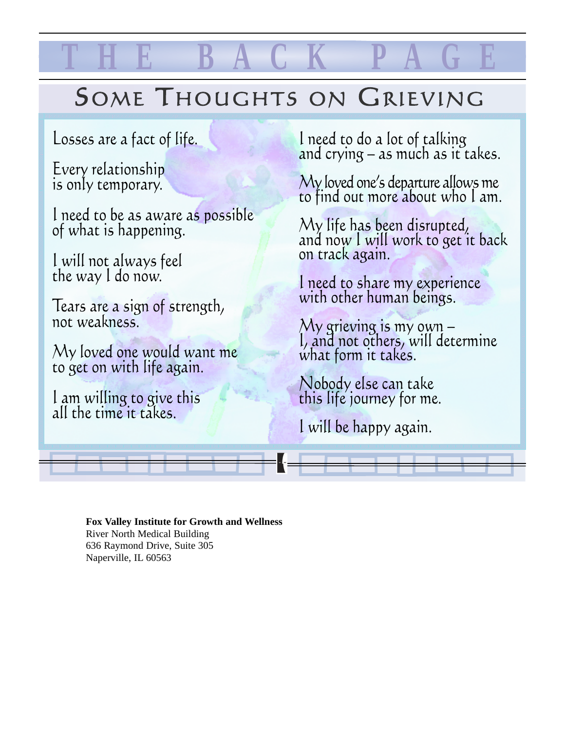# THE BACK PAGE

## Some Thoughts on Grieving

Losses are a fact of life.

Every relationship is only temporary.

I need to be as aware as possible of what is happening.

I will not always feel the way I do now.

Tears are a sign of strength, not weakness.

My loved one would want me to get on with life again.

I am willing to give this all the time it takes.

I need to do a lot of talking and crying – as much as it takes.

My loved one's departure allows me to find out more about who I am.

My life has been disrupted, and now I will work to get it back on track again.

I need to share my experience with other human beings.

My grieving is my own – I, and not others, will determine what form it takes.

Nobody else can take this life journey for me.

I will be happy again.

**Fox Valley Institute for Growth and Wellness**
River North Medical Building
636 Raymond Drive, Suite 305
Naperville, IL 60563